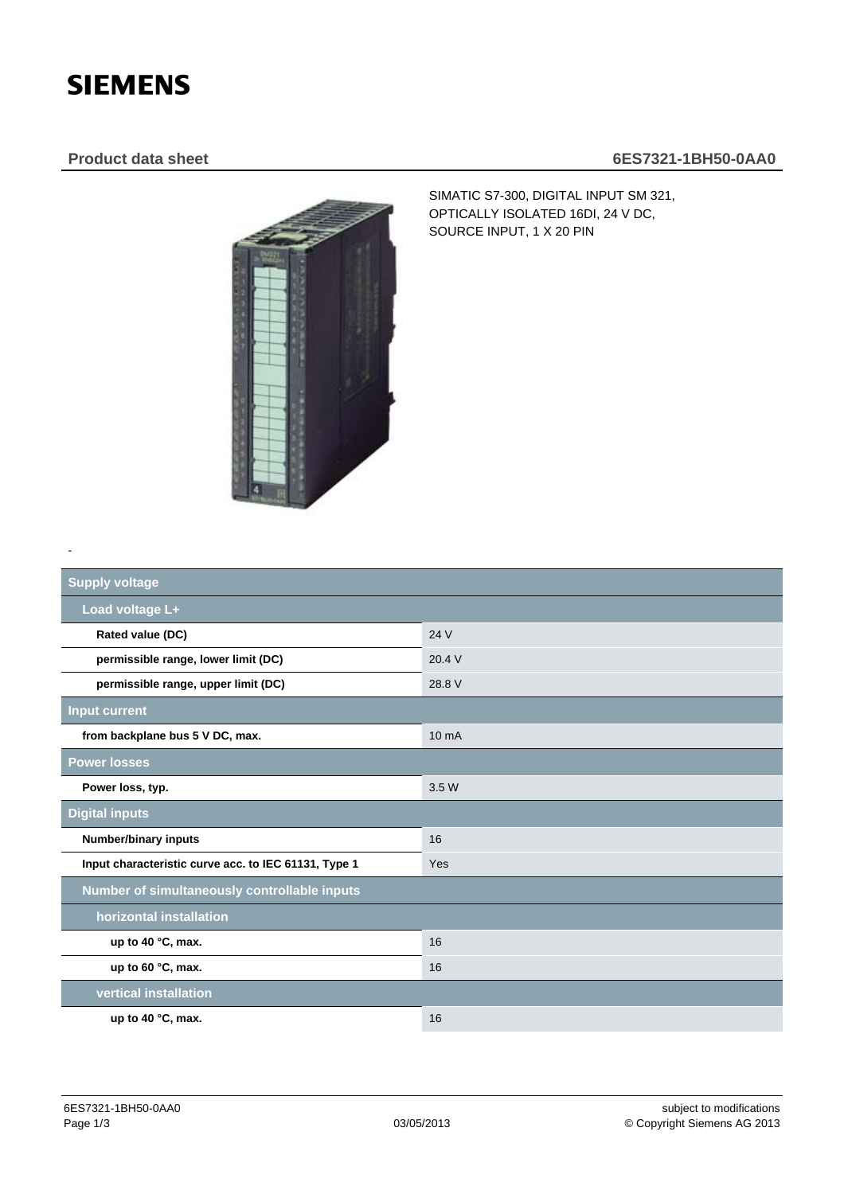SIEMENS

## Product data sheet 6ES7321-1BH50-0AA0

SIMATIC S7-300, DIGITAL INPUT SM 321, OPTICALLY ISOLATED 16DI, 24 V DC, SOURCE INPUT, 1 X 20 PIN

-

| | |
|---|---|
| **Supply voltage** | |
| **Load voltage L+** | |
| **Rated value (DC)** | 24 V |
| **permissible range, lower limit (DC)** | 20.4 V |
| **permissible range, upper limit (DC)** | 28.8 V |
| **Input current** | |
| **from backplane bus 5 V DC, max.** | 10 mA |
| **Power losses** | |
| **Power loss, typ.** | 3.5 W |
| **Digital inputs** | |
| **Number/binary inputs** | 16 |
| **Input characteristic curve acc. to IEC 61131, Type 1** | Yes |
| **Number of simultaneously controllable inputs** | |
| **horizontal installation** | |
| **up to 40 °C, max.** | 16 |
| **up to 60 °C, max.** | 16 |
| **vertical installation** | |
| **up to 40 °C, max.** | 16 |

6ES7321-1BH50-0AA0 03/05/2013 subject to modifications © Copyright Siemens AG 2013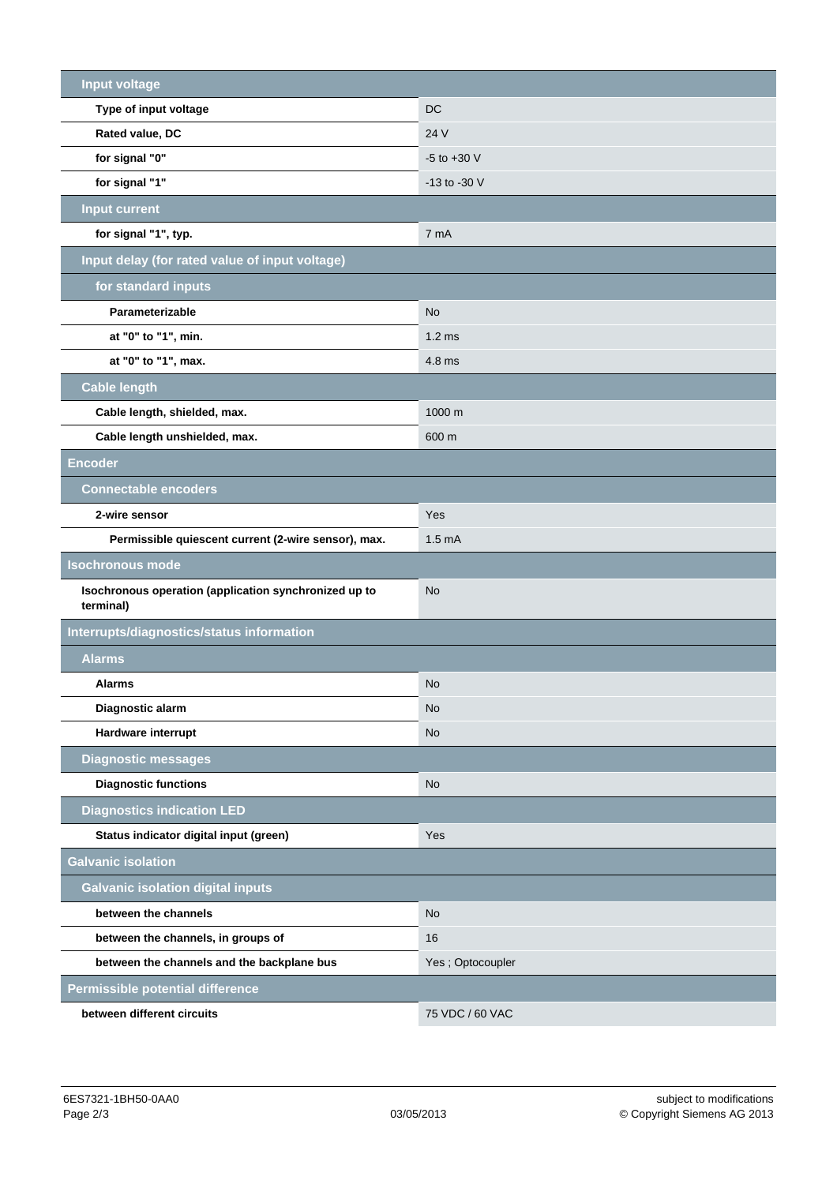| Input voltage | |
|---|---|
| **Type of input voltage** | DC |
| **Rated value, DC** | 24 V |
| **for signal "0"** | -5 to +30 V |
| **for signal "1"** | -13 to -30 V |
| **Input current** | |
| **for signal "1", typ.** | 7 mA |
| **Input delay (for rated value of input voltage)** | |
| **for standard inputs** | |
| **Parameterizable** | No |
| **at "0" to "1", min.** | 1.2 ms |
| **at "0" to "1", max.** | 4.8 ms |
| **Cable length** | |
| **Cable length, shielded, max.** | 1000 m |
| **Cable length unshielded, max.** | 600 m |
| **Encoder** | |
| **Connectable encoders** | |
| **2-wire sensor** | Yes |
| **Permissible quiescent current (2-wire sensor), max.** | 1.5 mA |
| **Isochronous mode** | |
| **Isochronous operation (application synchronized up to terminal)** | No |
| **Interrupts/diagnostics/status information** | |
| **Alarms** | |
| **Alarms** | No |
| **Diagnostic alarm** | No |
| **Hardware interrupt** | No |
| **Diagnostic messages** | |
| **Diagnostic functions** | No |
| **Diagnostics indication LED** | |
| **Status indicator digital input (green)** | Yes |
| **Galvanic isolation** | |
| **Galvanic isolation digital inputs** | |
| **between the channels** | No |
| **between the channels, in groups of** | 16 |
| **between the channels and the backplane bus** | Yes ; Optocoupler |
| **Permissible potential difference** | |
| **between different circuits** | 75 VDC / 60 VAC |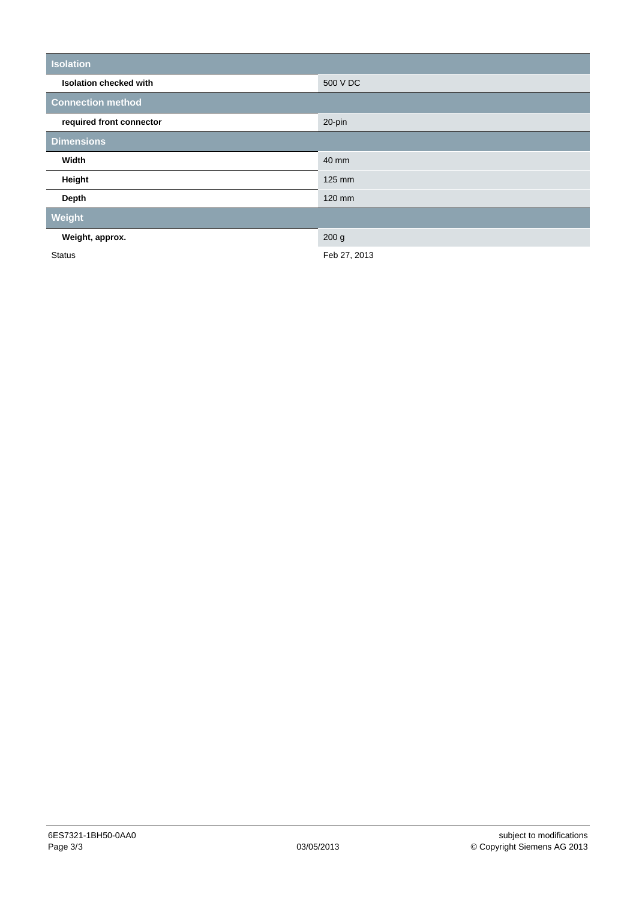| | |
|---|---|
| **Isolation** | |
| **Isolation checked with** | 500 V DC |
| **Connection method** | |
| **required front connector** | 20-pin |
| **Dimensions** | |
| **Width** | 40 mm |
| **Height** | 125 mm |
| **Depth** | 120 mm |
| **Weight** | |
| **Weight, approx.** | 200 g |
| Status | Feb 27, 2013 |